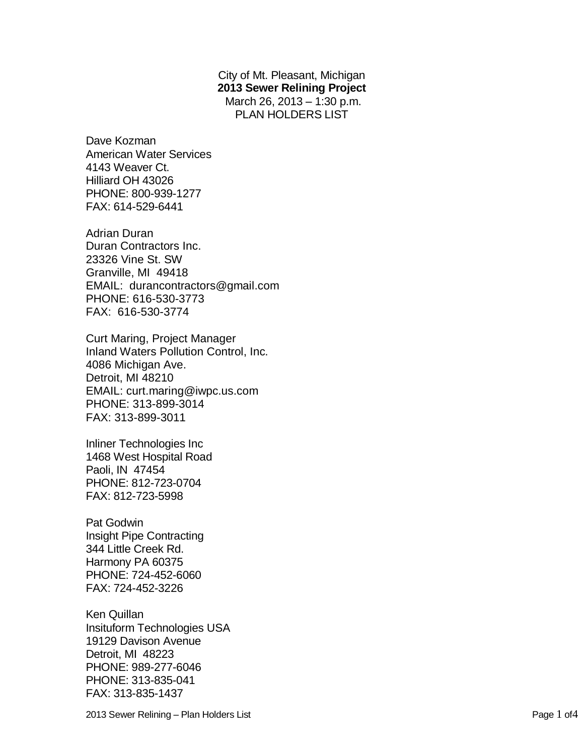City of Mt. Pleasant, Michigan
**2013 Sewer Relining Project**
March 26, 2013 – 1:30 p.m.
PLAN HOLDERS LIST

Dave Kozman
American Water Services
4143 Weaver Ct.
Hilliard OH 43026
PHONE: 800-939-1277
FAX: 614-529-6441

Adrian Duran
Duran Contractors Inc.
23326 Vine St. SW
Granville, MI 49418
EMAIL: durancontractors@gmail.com
PHONE: 616-530-3773
FAX: 616-530-3774

Curt Maring, Project Manager
Inland Waters Pollution Control, Inc.
4086 Michigan Ave.
Detroit, MI 48210
EMAIL: curt.maring@iwpc.us.com
PHONE: 313-899-3014
FAX: 313-899-3011

Inliner Technologies Inc
1468 West Hospital Road
Paoli, IN 47454
PHONE: 812-723-0704
FAX: 812-723-5998

Pat Godwin
Insight Pipe Contracting
344 Little Creek Rd.
Harmony PA 60375
PHONE: 724-452-6060
FAX: 724-452-3226

Ken Quillan
Insituform Technologies USA
19129 Davison Avenue
Detroit, MI 48223
PHONE: 989-277-6046
PHONE: 313-835-041
FAX: 313-835-1437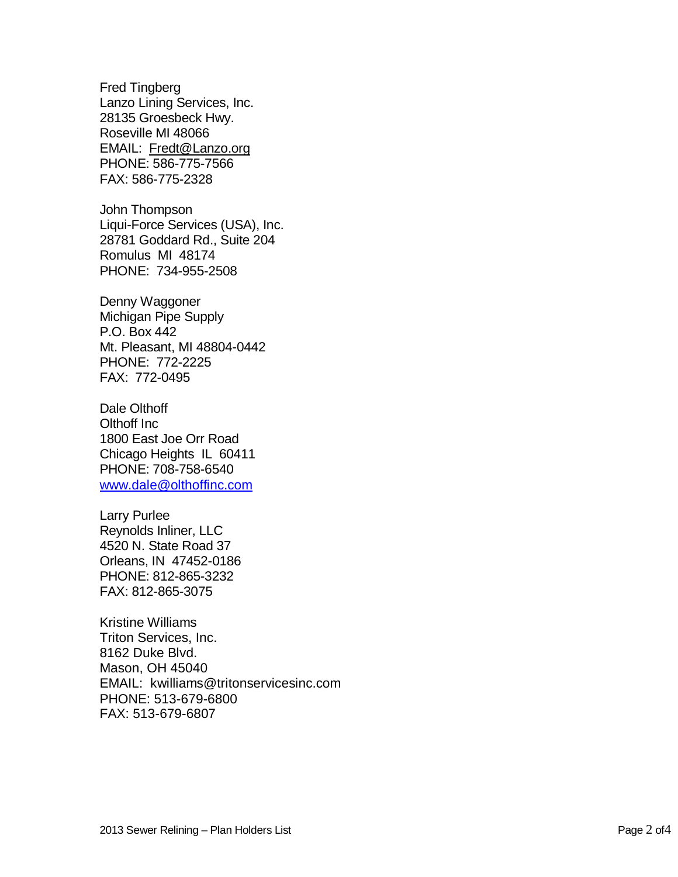Fred Tingberg
Lanzo Lining Services, Inc.
28135 Groesbeck Hwy.
Roseville MI 48066
EMAIL: Fredt@Lanzo.org
PHONE: 586-775-7566
FAX: 586-775-2328

John Thompson
Liqui-Force Services (USA), Inc.
28781 Goddard Rd., Suite 204
Romulus MI 48174
PHONE: 734-955-2508

Denny Waggoner
Michigan Pipe Supply
P.O. Box 442
Mt. Pleasant, MI 48804-0442
PHONE: 772-2225
FAX: 772-0495

Dale Olthoff
Olthoff Inc
1800 East Joe Orr Road
Chicago Heights IL 60411
PHONE: 708-758-6540
www.dale@olthoffinc.com

Larry Purlee
Reynolds Inliner, LLC
4520 N. State Road 37
Orleans, IN 47452-0186
PHONE: 812-865-3232
FAX: 812-865-3075

Kristine Williams
Triton Services, Inc.
8162 Duke Blvd.
Mason, OH 45040
EMAIL: kwilliams@tritonservicesinc.com
PHONE: 513-679-6800
FAX: 513-679-6807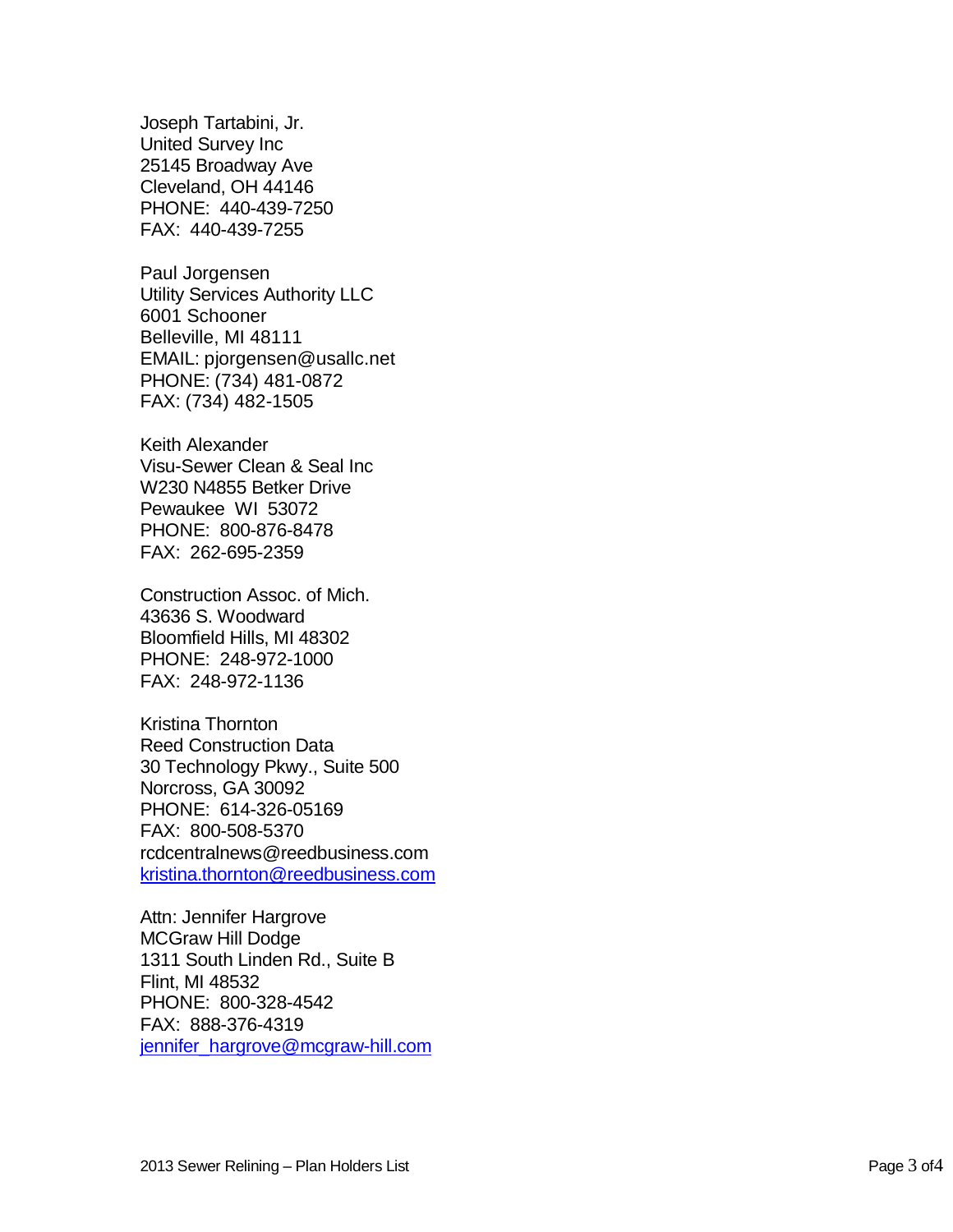Joseph Tartabini, Jr.  
United Survey Inc  
25145 Broadway Ave  
Cleveland, OH 44146  
PHONE: 440-439-7250  
FAX: 440-439-7255

Paul Jorgensen  
Utility Services Authority LLC  
6001 Schooner  
Belleville, MI 48111  
EMAIL: pjorgensen@usallc.net  
PHONE: (734) 481-0872  
FAX: (734) 482-1505

Keith Alexander  
Visu-Sewer Clean & Seal Inc  
W230 N4855 Betker Drive  
Pewaukee WI 53072  
PHONE: 800-876-8478  
FAX: 262-695-2359

Construction Assoc. of Mich.  
43636 S. Woodward  
Bloomfield Hills, MI 48302  
PHONE: 248-972-1000  
FAX: 248-972-1136

Kristina Thornton  
Reed Construction Data  
30 Technology Pkwy., Suite 500  
Norcross, GA 30092  
PHONE: 614-326-05169  
FAX: 800-508-5370  
rcdcentralnews@reedbusiness.com  
kristina.thornton@reedbusiness.com

Attn: Jennifer Hargrove  
MCGraw Hill Dodge  
1311 South Linden Rd., Suite B  
Flint, MI 48532  
PHONE: 800-328-4542  
FAX: 888-376-4319  
jennifer_hargrove@mcgraw-hill.com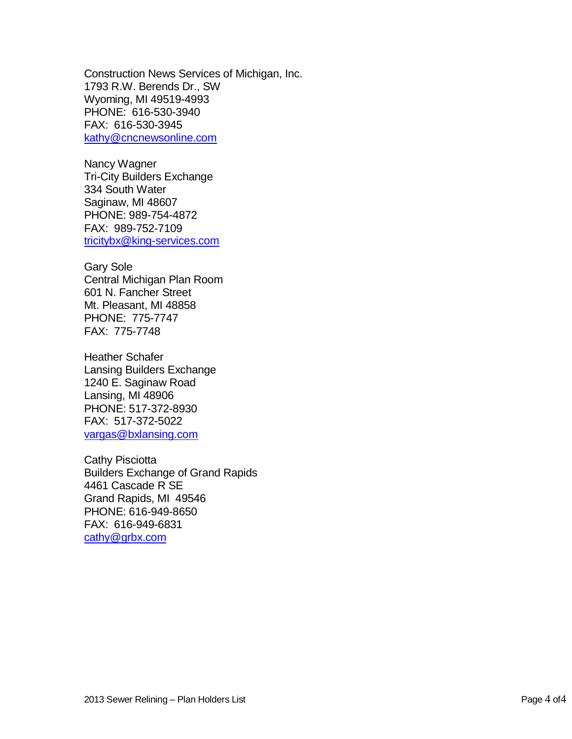Construction News Services of Michigan, Inc.
1793 R.W. Berends Dr., SW
Wyoming, MI 49519-4993
PHONE: 616-530-3940
FAX: 616-530-3945
kathy@cncnewsonline.com

Nancy Wagner
Tri-City Builders Exchange
334 South Water
Saginaw, MI 48607
PHONE: 989-754-4872
FAX: 989-752-7109
tricitybx@king-services.com

Gary Sole
Central Michigan Plan Room
601 N. Fancher Street
Mt. Pleasant, MI 48858
PHONE: 775-7747
FAX: 775-7748

Heather Schafer
Lansing Builders Exchange
1240 E. Saginaw Road
Lansing, MI 48906
PHONE: 517-372-8930
FAX: 517-372-5022
vargas@bxlansing.com

Cathy Pisciotta
Builders Exchange of Grand Rapids
4461 Cascade R SE
Grand Rapids, MI 49546
PHONE: 616-949-8650
FAX: 616-949-6831
cathy@grbx.com